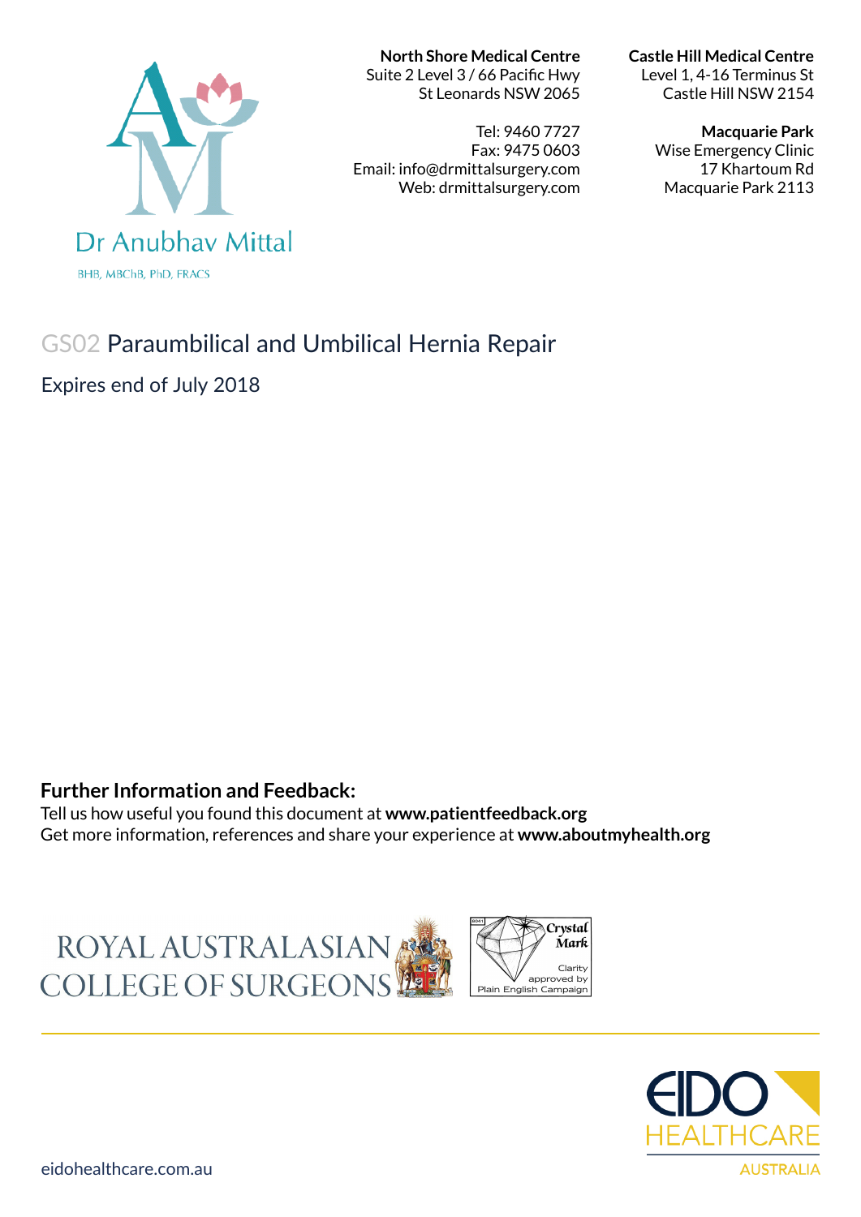Dr Anubhav Mittal

BHB, MBChB, PhD, FRACS

**North Shore Medical Centre**
Suite 2 Level 3 / 66 Pacific Hwy
St Leonards NSW 2065

Tel: 9460 7727
Fax: 9475 0603
Email: info@drmittalsurgery.com
Web: drmittalsurgery.com

**Castle Hill Medical Centre**
Level 1, 4-16 Terminus St
Castle Hill NSW 2154

**Macquarie Park**
Wise Emergency Clinic
17 Khartoum Rd
Macquarie Park 2113

# GS02 Paraumbilical and Umbilical Hernia Repair

Expires end of July 2018

## Further Information and Feedback:

Tell us how useful you found this document at **www.patientfeedback.org**
Get more information, references and share your experience at **www.aboutmyhealth.org**

ROYAL AUSTRALASIAN COLLEGE OF SURGEONS

Crystal Mark — Clarity approved by Plain English Campaign

EIDO HEALTHCARE AUSTRALIA

eidohealthcare.com.au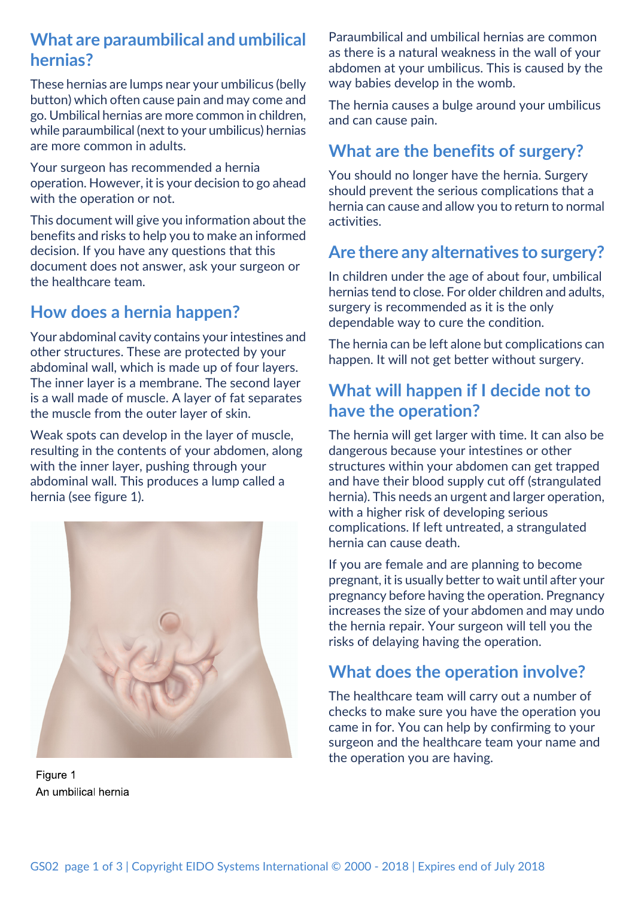## What are paraumbilical and umbilical hernias?

These hernias are lumps near your umbilicus (belly button) which often cause pain and may come and go. Umbilical hernias are more common in children, while paraumbilical (next to your umbilicus) hernias are more common in adults.

Your surgeon has recommended a hernia operation. However, it is your decision to go ahead with the operation or not.

This document will give you information about the benefits and risks to help you to make an informed decision. If you have any questions that this document does not answer, ask your surgeon or the healthcare team.

## How does a hernia happen?

Your abdominal cavity contains your intestines and other structures. These are protected by your abdominal wall, which is made up of four layers. The inner layer is a membrane. The second layer is a wall made of muscle. A layer of fat separates the muscle from the outer layer of skin.

Weak spots can develop in the layer of muscle, resulting in the contents of your abdomen, along with the inner layer, pushing through your abdominal wall. This produces a lump called a hernia (see figure 1).

Figure 1
An umbilical hernia

Paraumbilical and umbilical hernias are common as there is a natural weakness in the wall of your abdomen at your umbilicus. This is caused by the way babies develop in the womb.

The hernia causes a bulge around your umbilicus and can cause pain.

## What are the benefits of surgery?

You should no longer have the hernia. Surgery should prevent the serious complications that a hernia can cause and allow you to return to normal activities.

## Are there any alternatives to surgery?

In children under the age of about four, umbilical hernias tend to close. For older children and adults, surgery is recommended as it is the only dependable way to cure the condition.

The hernia can be left alone but complications can happen. It will not get better without surgery.

## What will happen if I decide not to have the operation?

The hernia will get larger with time. It can also be dangerous because your intestines or other structures within your abdomen can get trapped and have their blood supply cut off (strangulated hernia). This needs an urgent and larger operation, with a higher risk of developing serious complications. If left untreated, a strangulated hernia can cause death.

If you are female and are planning to become pregnant, it is usually better to wait until after your pregnancy before having the operation. Pregnancy increases the size of your abdomen and may undo the hernia repair. Your surgeon will tell you the risks of delaying having the operation.

## What does the operation involve?

The healthcare team will carry out a number of checks to make sure you have the operation you came in for. You can help by confirming to your surgeon and the healthcare team your name and the operation you are having.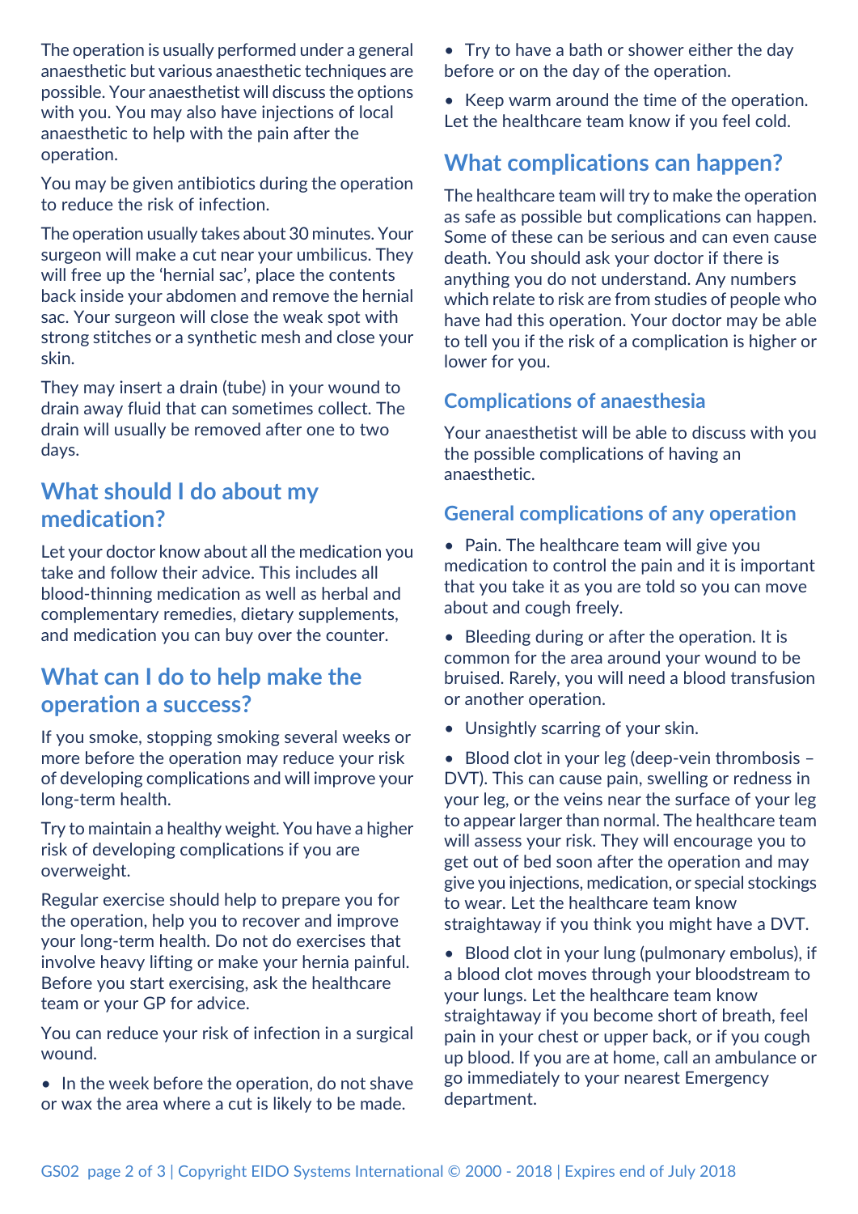The operation is usually performed under a general anaesthetic but various anaesthetic techniques are possible. Your anaesthetist will discuss the options with you. You may also have injections of local anaesthetic to help with the pain after the operation.

You may be given antibiotics during the operation to reduce the risk of infection.

The operation usually takes about 30 minutes. Your surgeon will make a cut near your umbilicus. They will free up the 'hernial sac', place the contents back inside your abdomen and remove the hernial sac. Your surgeon will close the weak spot with strong stitches or a synthetic mesh and close your skin.

They may insert a drain (tube) in your wound to drain away fluid that can sometimes collect. The drain will usually be removed after one to two days.

## What should I do about my medication?

Let your doctor know about all the medication you take and follow their advice. This includes all blood-thinning medication as well as herbal and complementary remedies, dietary supplements, and medication you can buy over the counter.

## What can I do to help make the operation a success?

If you smoke, stopping smoking several weeks or more before the operation may reduce your risk of developing complications and will improve your long-term health.

Try to maintain a healthy weight. You have a higher risk of developing complications if you are overweight.

Regular exercise should help to prepare you for the operation, help you to recover and improve your long-term health. Do not do exercises that involve heavy lifting or make your hernia painful. Before you start exercising, ask the healthcare team or your GP for advice.

You can reduce your risk of infection in a surgical wound.

- In the week before the operation, do not shave or wax the area where a cut is likely to be made.
- Try to have a bath or shower either the day before or on the day of the operation.
- Keep warm around the time of the operation. Let the healthcare team know if you feel cold.

## What complications can happen?

The healthcare team will try to make the operation as safe as possible but complications can happen. Some of these can be serious and can even cause death. You should ask your doctor if there is anything you do not understand. Any numbers which relate to risk are from studies of people who have had this operation. Your doctor may be able to tell you if the risk of a complication is higher or lower for you.

### Complications of anaesthesia

Your anaesthetist will be able to discuss with you the possible complications of having an anaesthetic.

### General complications of any operation

- Pain. The healthcare team will give you medication to control the pain and it is important that you take it as you are told so you can move about and cough freely.
- Bleeding during or after the operation. It is common for the area around your wound to be bruised. Rarely, you will need a blood transfusion or another operation.
- Unsightly scarring of your skin.
- Blood clot in your leg (deep-vein thrombosis – DVT). This can cause pain, swelling or redness in your leg, or the veins near the surface of your leg to appear larger than normal. The healthcare team will assess your risk. They will encourage you to get out of bed soon after the operation and may give you injections, medication, or special stockings to wear. Let the healthcare team know straightaway if you think you might have a DVT.
- Blood clot in your lung (pulmonary embolus), if a blood clot moves through your bloodstream to your lungs. Let the healthcare team know straightaway if you become short of breath, feel pain in your chest or upper back, or if you cough up blood. If you are at home, call an ambulance or go immediately to your nearest Emergency department.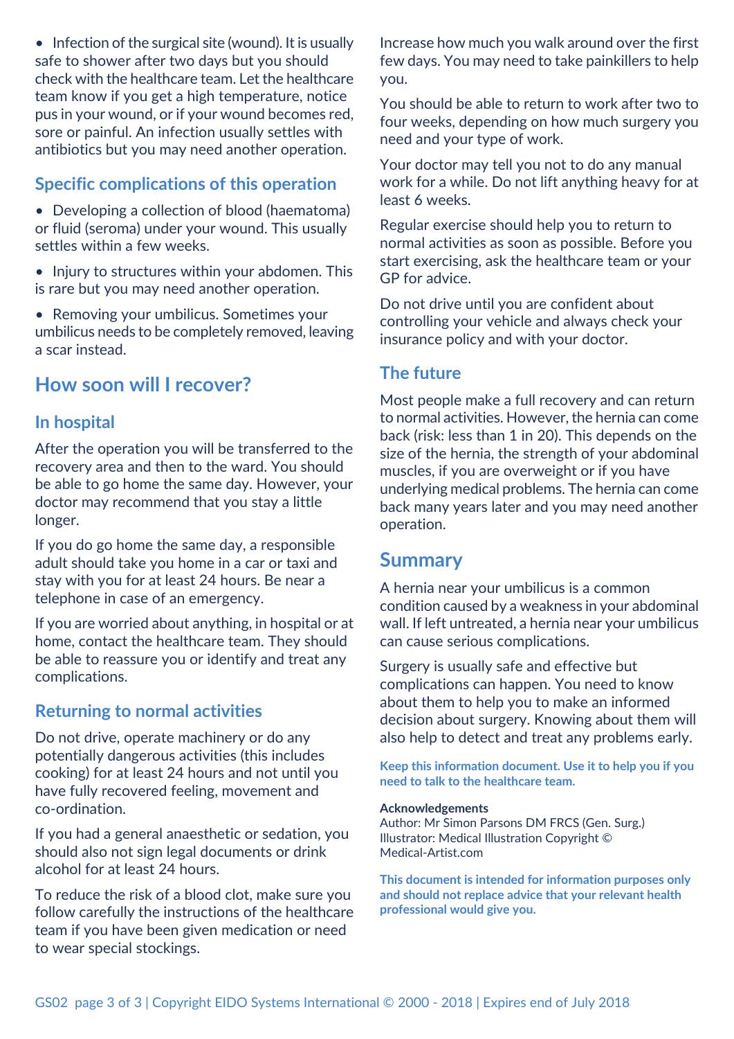- Infection of the surgical site (wound). It is usually safe to shower after two days but you should check with the healthcare team. Let the healthcare team know if you get a high temperature, notice pus in your wound, or if your wound becomes red, sore or painful. An infection usually settles with antibiotics but you may need another operation.

### Specific complications of this operation

- Developing a collection of blood (haematoma) or fluid (seroma) under your wound. This usually settles within a few weeks.
- Injury to structures within your abdomen. This is rare but you may need another operation.
- Removing your umbilicus. Sometimes your umbilicus needs to be completely removed, leaving a scar instead.

## How soon will I recover?

### In hospital

After the operation you will be transferred to the recovery area and then to the ward. You should be able to go home the same day. However, your doctor may recommend that you stay a little longer.

If you do go home the same day, a responsible adult should take you home in a car or taxi and stay with you for at least 24 hours. Be near a telephone in case of an emergency.

If you are worried about anything, in hospital or at home, contact the healthcare team. They should be able to reassure you or identify and treat any complications.

### Returning to normal activities

Do not drive, operate machinery or do any potentially dangerous activities (this includes cooking) for at least 24 hours and not until you have fully recovered feeling, movement and co-ordination.

If you had a general anaesthetic or sedation, you should also not sign legal documents or drink alcohol for at least 24 hours.

To reduce the risk of a blood clot, make sure you follow carefully the instructions of the healthcare team if you have been given medication or need to wear special stockings.

Increase how much you walk around over the first few days. You may need to take painkillers to help you.

You should be able to return to work after two to four weeks, depending on how much surgery you need and your type of work.

Your doctor may tell you not to do any manual work for a while. Do not lift anything heavy for at least 6 weeks.

Regular exercise should help you to return to normal activities as soon as possible. Before you start exercising, ask the healthcare team or your GP for advice.

Do not drive until you are confident about controlling your vehicle and always check your insurance policy and with your doctor.

### The future

Most people make a full recovery and can return to normal activities. However, the hernia can come back (risk: less than 1 in 20). This depends on the size of the hernia, the strength of your abdominal muscles, if you are overweight or if you have underlying medical problems. The hernia can come back many years later and you may need another operation.

## Summary

A hernia near your umbilicus is a common condition caused by a weakness in your abdominal wall. If left untreated, a hernia near your umbilicus can cause serious complications.

Surgery is usually safe and effective but complications can happen. You need to know about them to help you to make an informed decision about surgery. Knowing about them will also help to detect and treat any problems early.

**Keep this information document. Use it to help you if you need to talk to the healthcare team.**

**Acknowledgements**
Author: Mr Simon Parsons DM FRCS (Gen. Surg.)
Illustrator: Medical Illustration Copyright © Medical-Artist.com

**This document is intended for information purposes only and should not replace advice that your relevant health professional would give you.**

GS02 | Copyright EIDO Systems International © 2000 - 2018 | Expires end of July 2018